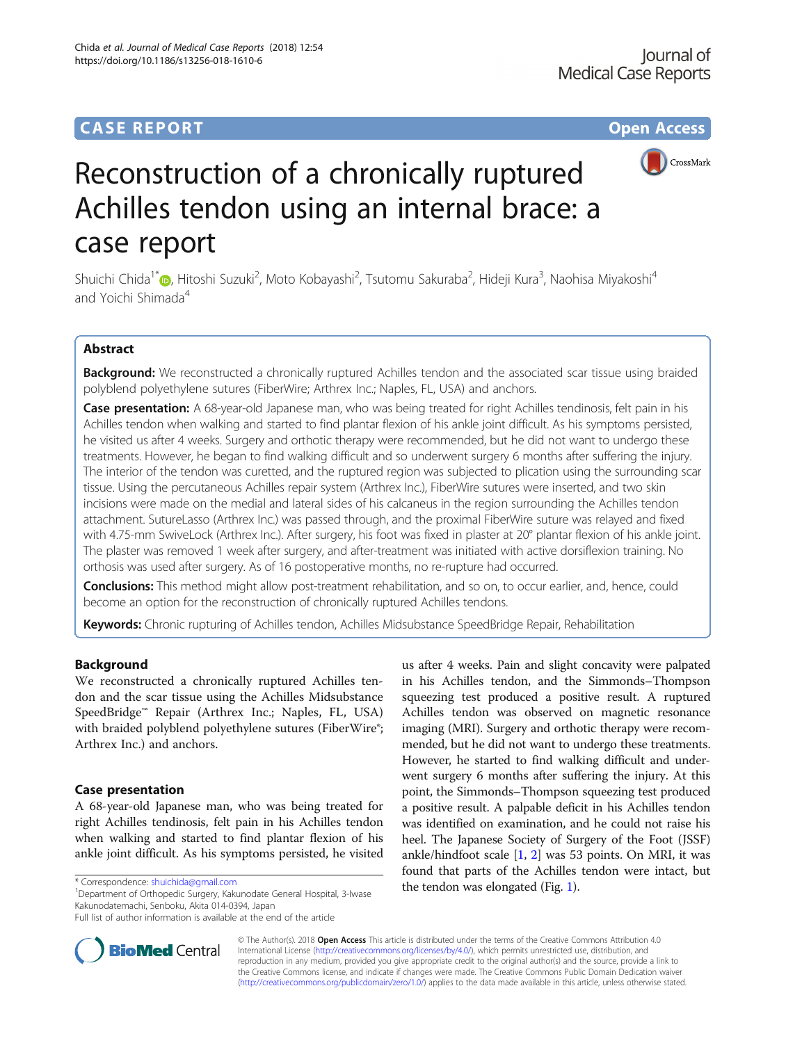**CASE REPORT** **Open Access**

# Reconstruction of a chronically ruptured Achilles tendon using an internal brace: a case report

Shuichi Chida[1*], Hitoshi Suzuki[2], Moto Kobayashi[2], Tsutomu Sakuraba[2], Hideji Kura[3], Naohisa Miyakoshi[4] and Yoichi Shimada[4]

## Abstract

**Background:** We reconstructed a chronically ruptured Achilles tendon and the associated scar tissue using braided polyblend polyethylene sutures (FiberWire; Arthrex Inc.; Naples, FL, USA) and anchors.

**Case presentation:** A 68-year-old Japanese man, who was being treated for right Achilles tendinosis, felt pain in his Achilles tendon when walking and started to find plantar flexion of his ankle joint difficult. As his symptoms persisted, he visited us after 4 weeks. Surgery and orthotic therapy were recommended, but he did not want to undergo these treatments. However, he began to find walking difficult and so underwent surgery 6 months after suffering the injury. The interior of the tendon was curetted, and the ruptured region was subjected to plication using the surrounding scar tissue. Using the percutaneous Achilles repair system (Arthrex Inc.), FiberWire sutures were inserted, and two skin incisions were made on the medial and lateral sides of his calcaneus in the region surrounding the Achilles tendon attachment. SutureLasso (Arthrex Inc.) was passed through, and the proximal FiberWire suture was relayed and fixed with 4.75-mm SwiveLock (Arthrex Inc.). After surgery, his foot was fixed in plaster at 20° plantar flexion of his ankle joint. The plaster was removed 1 week after surgery, and after-treatment was initiated with active dorsiflexion training. No orthosis was used after surgery. As of 16 postoperative months, no re-rupture had occurred.

**Conclusions:** This method might allow post-treatment rehabilitation, and so on, to occur earlier, and, hence, could become an option for the reconstruction of chronically ruptured Achilles tendons.

**Keywords:** Chronic rupturing of Achilles tendon, Achilles Midsubstance SpeedBridge Repair, Rehabilitation

## Background

We reconstructed a chronically ruptured Achilles tendon and the scar tissue using the Achilles Midsubstance SpeedBridge™ Repair (Arthrex Inc.; Naples, FL, USA) with braided polyblend polyethylene sutures (FiberWire®; Arthrex Inc.) and anchors.

## Case presentation

A 68-year-old Japanese man, who was being treated for right Achilles tendinosis, felt pain in his Achilles tendon when walking and started to find plantar flexion of his ankle joint difficult. As his symptoms persisted, he visited us after 4 weeks. Pain and slight concavity were palpated in his Achilles tendon, and the Simmonds–Thompson squeezing test produced a positive result. A ruptured Achilles tendon was observed on magnetic resonance imaging (MRI). Surgery and orthotic therapy were recommended, but he did not want to undergo these treatments. However, he started to find walking difficult and underwent surgery 6 months after suffering the injury. At this point, the Simmonds–Thompson squeezing test produced a positive result. A palpable deficit in his Achilles tendon was identified on examination, and he could not raise his heel. The Japanese Society of Surgery of the Foot (JSSF) ankle/hindfoot scale [1, 2] was 53 points. On MRI, it was found that parts of the Achilles tendon were intact, but the tendon was elongated (Fig. 1).

\* Correspondence: shuichida@gmail.com
[1]Department of Orthopedic Surgery, Kakunodate General Hospital, 3-Iwase Kakunodatemachi, Senboku, Akita 014-0394, Japan
Full list of author information is available at the end of the article

© The Author(s). 2018 **Open Access** This article is distributed under the terms of the Creative Commons Attribution 4.0 International License (http://creativecommons.org/licenses/by/4.0/), which permits unrestricted use, distribution, and reproduction in any medium, provided you give appropriate credit to the original author(s) and the source, provide a link to the Creative Commons license, and indicate if changes were made. The Creative Commons Public Domain Dedication waiver (http://creativecommons.org/publicdomain/zero/1.0/) applies to the data made available in this article, unless otherwise stated.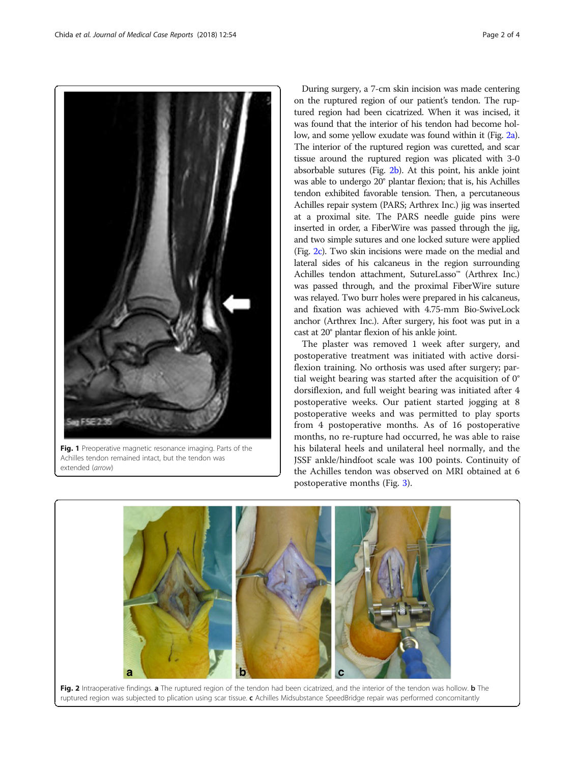Fig. 1 Preoperative magnetic resonance imaging. Parts of the Achilles tendon remained intact, but the tendon was extended (*arrow*)

During surgery, a 7-cm skin incision was made centering on the ruptured region of our patient's tendon. The ruptured region had been cicatrized. When it was incised, it was found that the interior of his tendon had become hollow, and some yellow exudate was found within it (Fig. 2a). The interior of the ruptured region was curetted, and scar tissue around the ruptured region was plicated with 3-0 absorbable sutures (Fig. 2b). At this point, his ankle joint was able to undergo 20° plantar flexion; that is, his Achilles tendon exhibited favorable tension. Then, a percutaneous Achilles repair system (PARS; Arthrex Inc.) jig was inserted at a proximal site. The PARS needle guide pins were inserted in order, a FiberWire was passed through the jig, and two simple sutures and one locked suture were applied (Fig. 2c). Two skin incisions were made on the medial and lateral sides of his calcaneus in the region surrounding Achilles tendon attachment, SutureLasso™ (Arthrex Inc.) was passed through, and the proximal FiberWire suture was relayed. Two burr holes were prepared in his calcaneus, and fixation was achieved with 4.75-mm Bio-SwiveLock anchor (Arthrex Inc.). After surgery, his foot was put in a cast at 20° plantar flexion of his ankle joint.

The plaster was removed 1 week after surgery, and postoperative treatment was initiated with active dorsiflexion training. No orthosis was used after surgery; partial weight bearing was started after the acquisition of 0° dorsiflexion, and full weight bearing was initiated after 4 postoperative weeks. Our patient started jogging at 8 postoperative weeks and was permitted to play sports from 4 postoperative months. As of 16 postoperative months, no re-rupture had occurred, he was able to raise his bilateral heels and unilateral heel normally, and the JSSF ankle/hindfoot scale was 100 points. Continuity of the Achilles tendon was observed on MRI obtained at 6 postoperative months (Fig. 3).

**Fig. 2** Intraoperative findings. **a** The ruptured region of the tendon had been cicatrized, and the interior of the tendon was hollow. **b** The ruptured region was subjected to plication using scar tissue. **c** Achilles Midsubstance SpeedBridge repair was performed concomitantly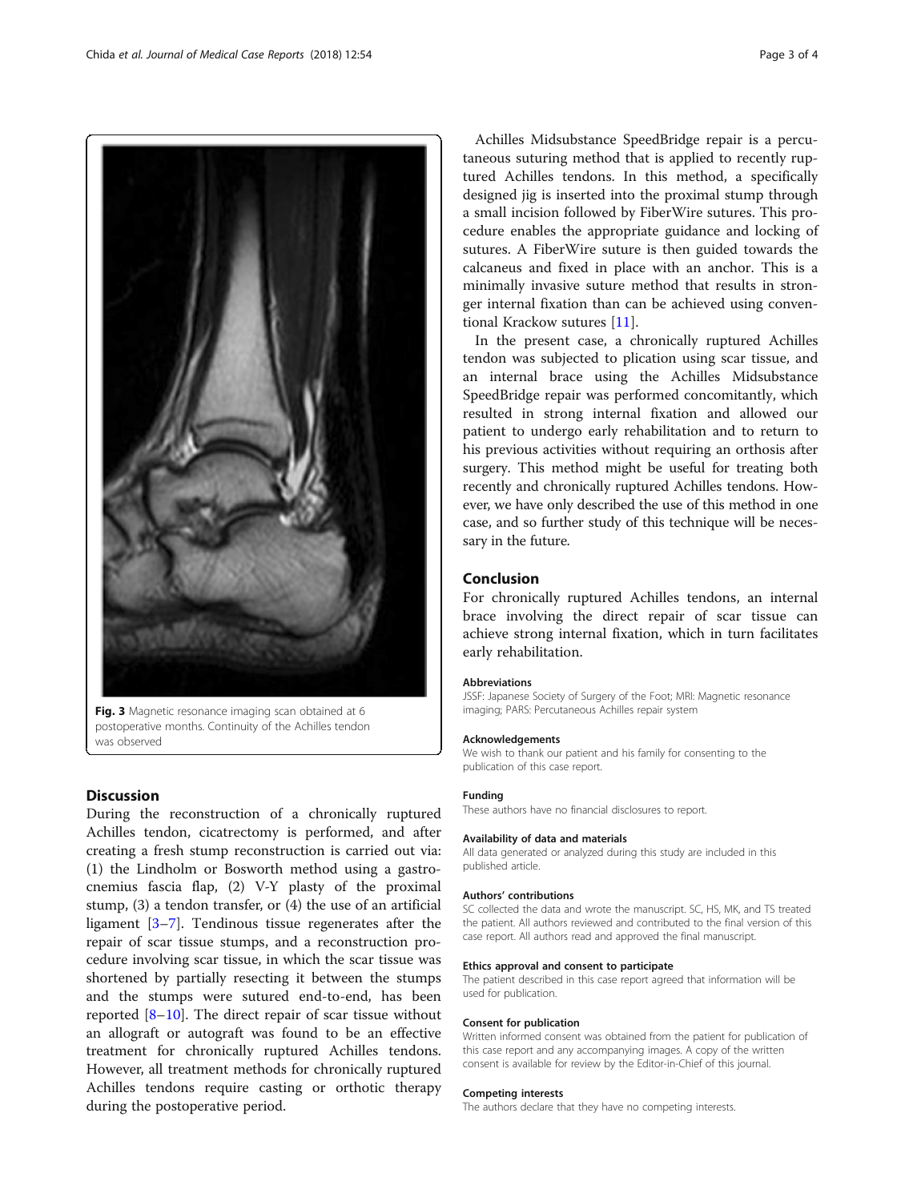Fig. 3 Magnetic resonance imaging scan obtained at 6 postoperative months. Continuity of the Achilles tendon was observed

## Discussion

During the reconstruction of a chronically ruptured Achilles tendon, cicatrectomy is performed, and after creating a fresh stump reconstruction is carried out via: (1) the Lindholm or Bosworth method using a gastrocnemius fascia flap, (2) V-Y plasty of the proximal stump, (3) a tendon transfer, or (4) the use of an artificial ligament [3–7]. Tendinous tissue regenerates after the repair of scar tissue stumps, and a reconstruction procedure involving scar tissue, in which the scar tissue was shortened by partially resecting it between the stumps and the stumps were sutured end-to-end, has been reported [8–10]. The direct repair of scar tissue without an allograft or autograft was found to be an effective treatment for chronically ruptured Achilles tendons. However, all treatment methods for chronically ruptured Achilles tendons require casting or orthotic therapy during the postoperative period.

Achilles Midsubstance SpeedBridge repair is a percutaneous suturing method that is applied to recently ruptured Achilles tendons. In this method, a specifically designed jig is inserted into the proximal stump through a small incision followed by FiberWire sutures. This procedure enables the appropriate guidance and locking of sutures. A FiberWire suture is then guided towards the calcaneus and fixed in place with an anchor. This is a minimally invasive suture method that results in stronger internal fixation than can be achieved using conventional Krackow sutures [11].

In the present case, a chronically ruptured Achilles tendon was subjected to plication using scar tissue, and an internal brace using the Achilles Midsubstance SpeedBridge repair was performed concomitantly, which resulted in strong internal fixation and allowed our patient to undergo early rehabilitation and to return to his previous activities without requiring an orthosis after surgery. This method might be useful for treating both recently and chronically ruptured Achilles tendons. However, we have only described the use of this method in one case, and so further study of this technique will be necessary in the future.

## Conclusion

For chronically ruptured Achilles tendons, an internal brace involving the direct repair of scar tissue can achieve strong internal fixation, which in turn facilitates early rehabilitation.

### Abbreviations

JSSF: Japanese Society of Surgery of the Foot; MRI: Magnetic resonance imaging; PARS: Percutaneous Achilles repair system

### Acknowledgements

We wish to thank our patient and his family for consenting to the publication of this case report.

### Funding

These authors have no financial disclosures to report.

### Availability of data and materials

All data generated or analyzed during this study are included in this published article.

### Authors' contributions

SC collected the data and wrote the manuscript. SC, HS, MK, and TS treated the patient. All authors reviewed and contributed to the final version of this case report. All authors read and approved the final manuscript.

### Ethics approval and consent to participate

The patient described in this case report agreed that information will be used for publication.

### Consent for publication

Written informed consent was obtained from the patient for publication of this case report and any accompanying images. A copy of the written consent is available for review by the Editor-in-Chief of this journal.

### Competing interests

The authors declare that they have no competing interests.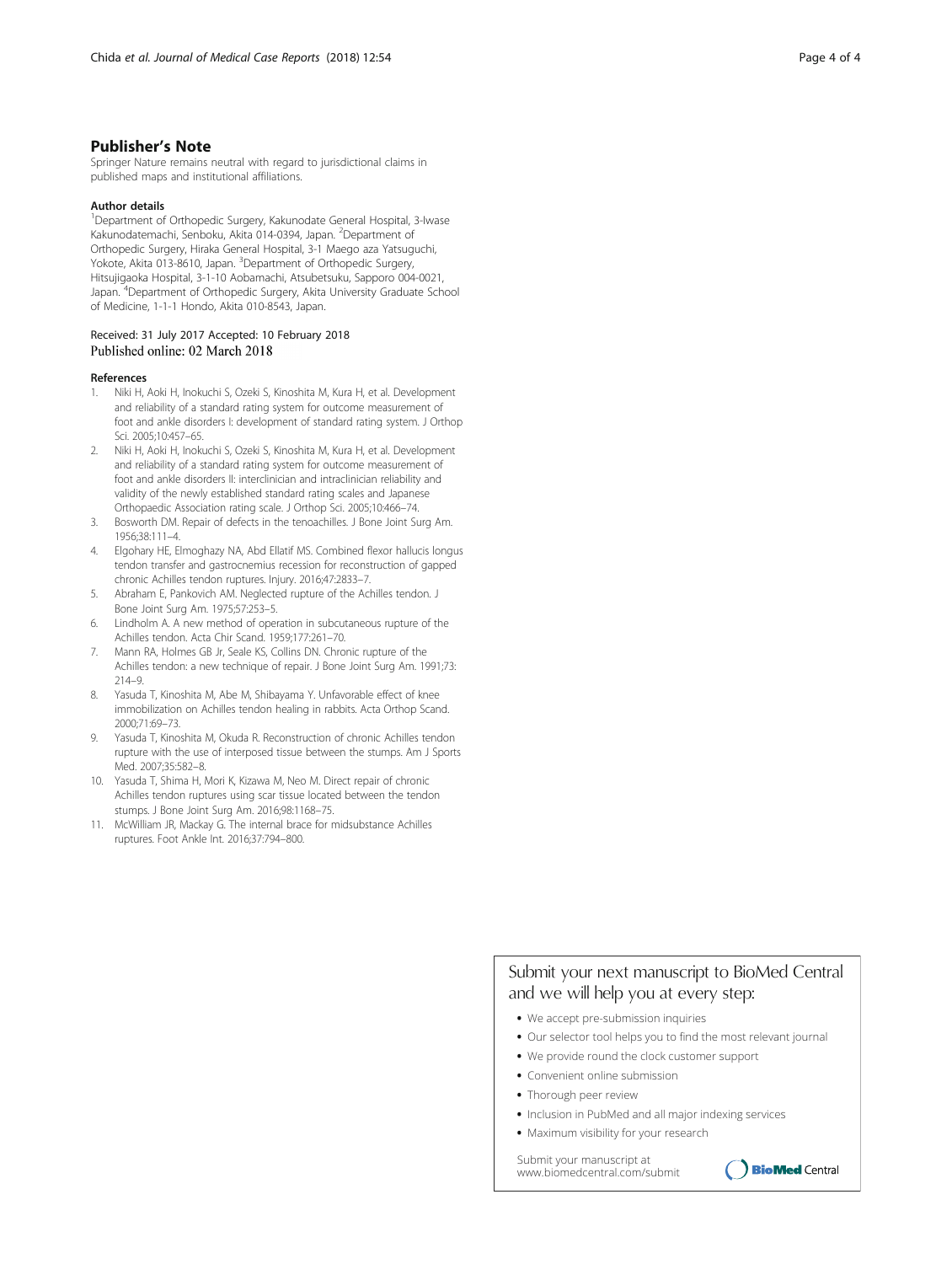## Publisher's Note

Springer Nature remains neutral with regard to jurisdictional claims in published maps and institutional affiliations.

### Author details

[1]Department of Orthopedic Surgery, Kakunodate General Hospital, 3-Iwase Kakunodatemachi, Senboku, Akita 014-0394, Japan. [2]Department of Orthopedic Surgery, Hiraka General Hospital, 3-1 Maego aza Yatsuguchi, Yokote, Akita 013-8610, Japan. [3]Department of Orthopedic Surgery, Hitsujigaoka Hospital, 3-1-10 Aobamachi, Atsubetsuku, Sapporo 004-0021, Japan. [4]Department of Orthopedic Surgery, Akita University Graduate School of Medicine, 1-1-1 Hondo, Akita 010-8543, Japan.

Received: 31 July 2017 Accepted: 10 February 2018
Published online: 02 March 2018

### References

1. Niki H, Aoki H, Inokuchi S, Ozeki S, Kinoshita M, Kura H, et al. Development and reliability of a standard rating system for outcome measurement of foot and ankle disorders I: development of standard rating system. J Orthop Sci. 2005;10:457–65.
2. Niki H, Aoki H, Inokuchi S, Ozeki S, Kinoshita M, Kura H, et al. Development and reliability of a standard rating system for outcome measurement of foot and ankle disorders II: interclinician and intraclinician reliability and validity of the newly established standard rating scales and Japanese Orthopaedic Association rating scale. J Orthop Sci. 2005;10:466–74.
3. Bosworth DM. Repair of defects in the tenoachilles. J Bone Joint Surg Am. 1956;38:111–4.
4. Elgohary HE, Elmoghazy NA, Abd Ellatif MS. Combined flexor hallucis longus tendon transfer and gastrocnemius recession for reconstruction of gapped chronic Achilles tendon ruptures. Injury. 2016;47:2833–7.
5. Abraham E, Pankovich AM. Neglected rupture of the Achilles tendon. J Bone Joint Surg Am. 1975;57:253–5.
6. Lindholm A. A new method of operation in subcutaneous rupture of the Achilles tendon. Acta Chir Scand. 1959;177:261–70.
7. Mann RA, Holmes GB Jr, Seale KS, Collins DN. Chronic rupture of the Achilles tendon: a new technique of repair. J Bone Joint Surg Am. 1991;73:214–9.
8. Yasuda T, Kinoshita M, Abe M, Shibayama Y. Unfavorable effect of knee immobilization on Achilles tendon healing in rabbits. Acta Orthop Scand. 2000;71:69–73.
9. Yasuda T, Kinoshita M, Okuda R. Reconstruction of chronic Achilles tendon rupture with the use of interposed tissue between the stumps. Am J Sports Med. 2007;35:582–8.
10. Yasuda T, Shima H, Mori K, Kizawa M, Neo M. Direct repair of chronic Achilles tendon ruptures using scar tissue located between the tendon stumps. J Bone Joint Surg Am. 2016;98:1168–75.
11. McWilliam JR, Mackay G. The internal brace for midsubstance Achilles ruptures. Foot Ankle Int. 2016;37:794–800.

Submit your next manuscript to BioMed Central and we will help you at every step:

- We accept pre-submission inquiries
- Our selector tool helps you to find the most relevant journal
- We provide round the clock customer support
- Convenient online submission
- Thorough peer review
- Inclusion in PubMed and all major indexing services
- Maximum visibility for your research

Submit your manuscript at
www.biomedcentral.com/submit

BioMed Central